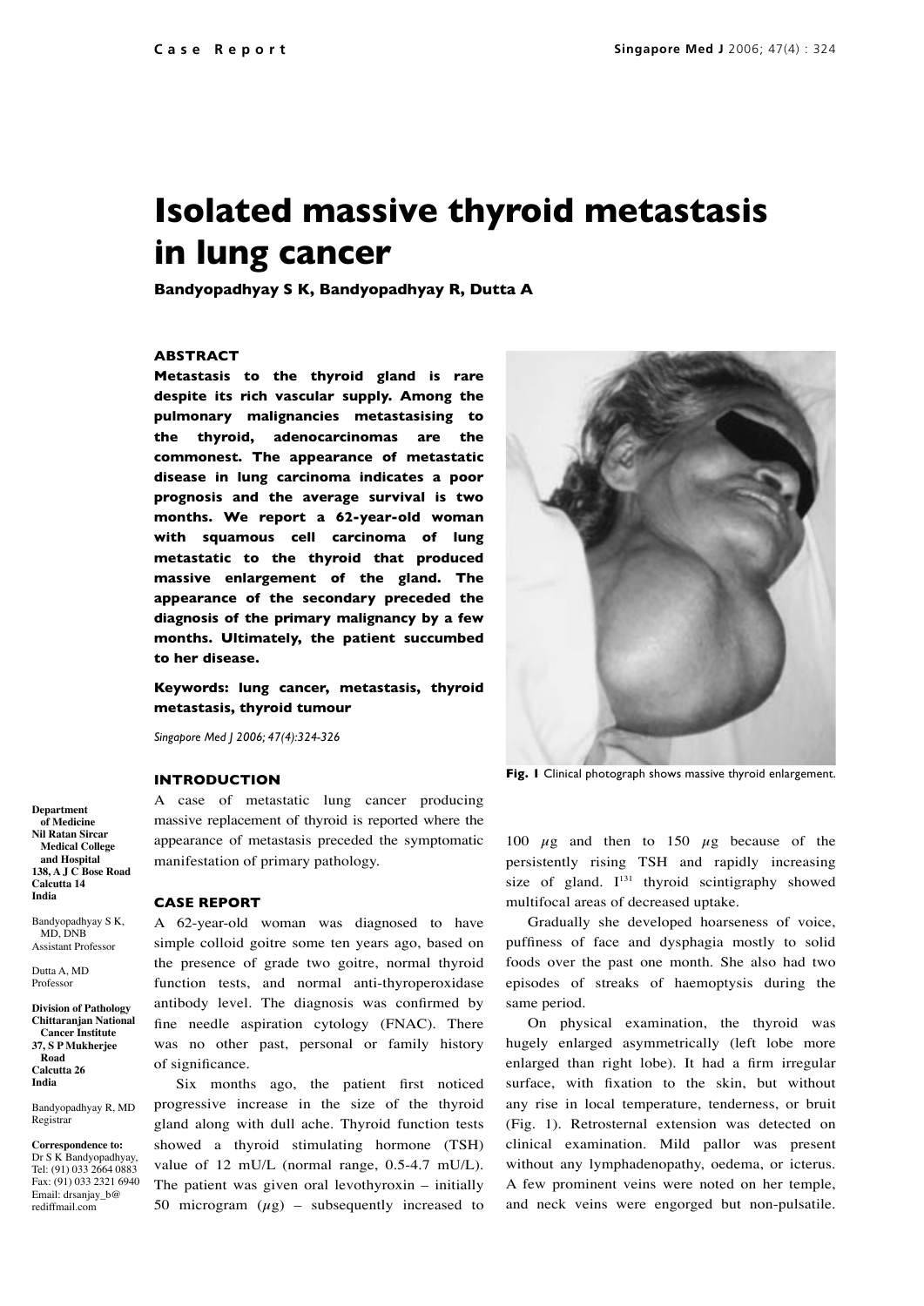# Isolated massive thyroid metastasis in lung cancer

**Bandyopadhyay S K, Bandyopadhyay R, Dutta A**

### ABSTRACT

**Metastasis to the thyroid gland is rare despite its rich vascular supply. Among the pulmonary malignancies metastasising to the thyroid, adenocarcinomas are the commonest. The appearance of metastatic disease in lung carcinoma indicates a poor prognosis and the average survival is two months. We report a 62-year-old woman with squamous cell carcinoma of lung metastatic to the thyroid that produced massive enlargement of the gland. The appearance of the secondary preceded the diagnosis of the primary malignancy by a few months. Ultimately, the patient succumbed to her disease.**

**Keywords: lung cancer, metastasis, thyroid metastasis, thyroid tumour**

*Singapore Med J 2006; 47(4):324-326*

**Fig. 1** Clinical photograph shows massive thyroid enlargement.

### INTRODUCTION

A case of metastatic lung cancer producing massive replacement of thyroid is reported where the appearance of metastasis preceded the symptomatic manifestation of primary pathology.

### CASE REPORT

A 62-year-old woman was diagnosed to have simple colloid goitre some ten years ago, based on the presence of grade two goitre, normal thyroid function tests, and normal anti-thyroperoxidase antibody level. The diagnosis was confirmed by fine needle aspiration cytology (FNAC). There was no other past, personal or family history of significance.

Six months ago, the patient first noticed progressive increase in the size of the thyroid gland along with dull ache. Thyroid function tests showed a thyroid stimulating hormone (TSH) value of 12 mU/L (normal range, 0.5-4.7 mU/L). The patient was given oral levothyroxin – initially 50 microgram ($\mu$g) – subsequently increased to 100 $\mu$g and then to 150 $\mu$g because of the persistently rising TSH and rapidly increasing size of gland. $I^{131}$ thyroid scintigraphy showed multifocal areas of decreased uptake.

Gradually she developed hoarseness of voice, puffiness of face and dysphagia mostly to solid foods over the past one month. She also had two episodes of streaks of haemoptysis during the same period.

On physical examination, the thyroid was hugely enlarged asymmetrically (left lobe more enlarged than right lobe). It had a firm irregular surface, with fixation to the skin, but without any rise in local temperature, tenderness, or bruit (Fig. 1). Retrosternal extension was detected on clinical examination. Mild pallor was present without any lymphadenopathy, oedema, or icterus. A few prominent veins were noted on her temple, and neck veins were engorged but non-pulsatile.

**Department of Medicine**
**Nil Ratan Sircar Medical College and Hospital**
**138, A J C Bose Road**
**Calcutta 14**
**India**

Bandyopadhyay S K, MD, DNB
Assistant Professor

Dutta A, MD
Professor

**Division of Pathology**
**Chittaranjan National Cancer Institute**
**37, S P Mukherjee Road**
**Calcutta 26**
**India**

Bandyopadhyay R, MD
Registrar

**Correspondence to:**
Dr S K Bandyopadhyay,
Tel: (91) 033 2664 0883
Fax: (91) 033 2321 6940
Email: drsanjay_b@rediffmail.com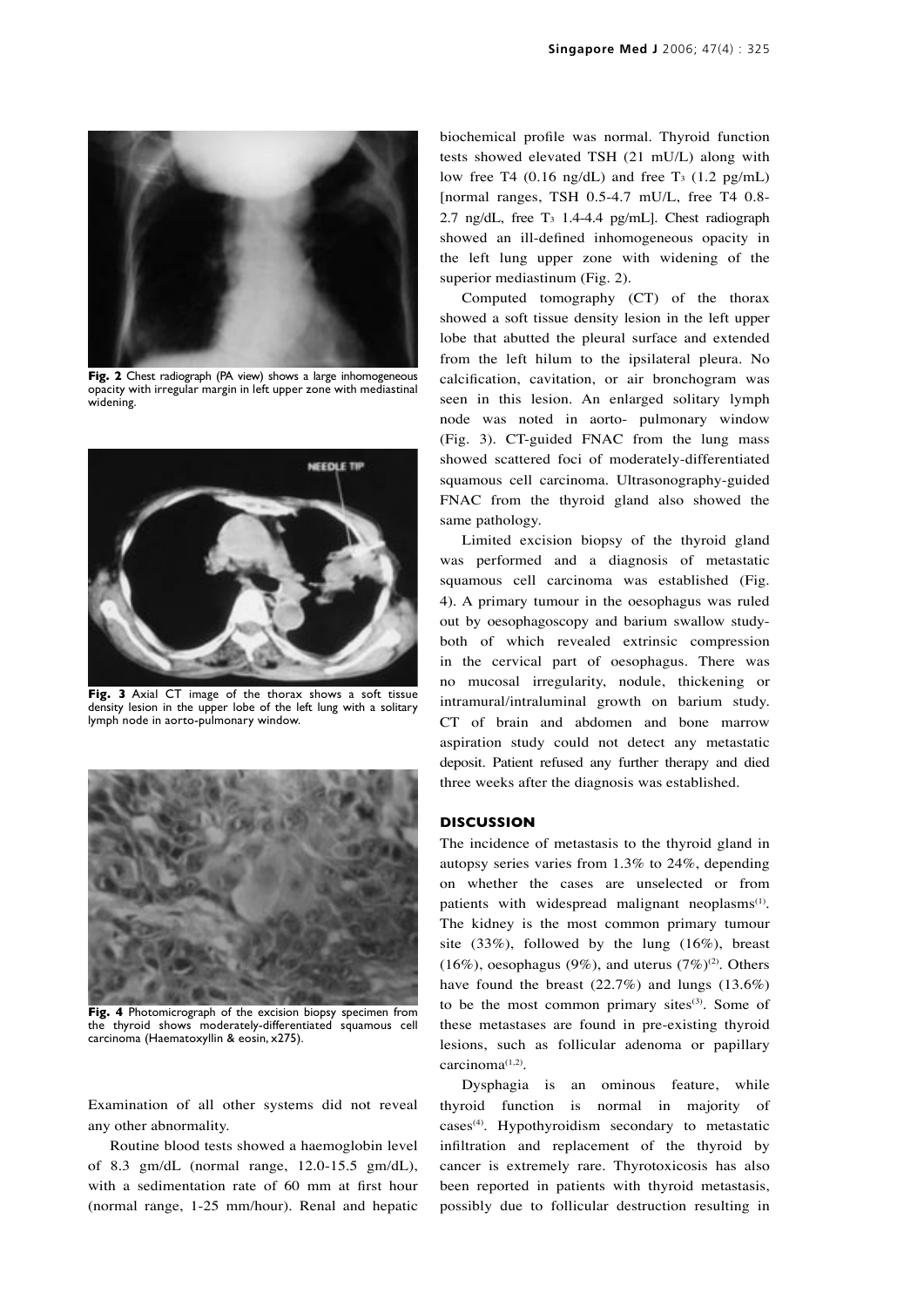Fig. 2 Chest radiograph (PA view) shows a large inhomogeneous opacity with irregular margin in left upper zone with mediastinal widening.

Fig. 3 Axial CT image of the thorax shows a soft tissue density lesion in the upper lobe of the left lung with a solitary lymph node in aorto-pulmonary window.

Fig. 4 Photomicrograph of the excision biopsy specimen from the thyroid shows moderately-differentiated squamous cell carcinoma (Haematoxyllin & eosin, x275).

Examination of all other systems did not reveal any other abnormality.

Routine blood tests showed a haemoglobin level of 8.3 gm/dL (normal range, 12.0-15.5 gm/dL), with a sedimentation rate of 60 mm at first hour (normal range, 1-25 mm/hour). Renal and hepatic biochemical profile was normal. Thyroid function tests showed elevated TSH (21 mU/L) along with low free T4 (0.16 ng/dL) and free $T_3$ (1.2 pg/mL) [normal ranges, TSH 0.5-4.7 mU/L, free T4 0.8-2.7 ng/dL, free $T_3$ 1.4-4.4 pg/mL]. Chest radiograph showed an ill-defined inhomogeneous opacity in the left lung upper zone with widening of the superior mediastinum (Fig. 2).

Computed tomography (CT) of the thorax showed a soft tissue density lesion in the left upper lobe that abutted the pleural surface and extended from the left hilum to the ipsilateral pleura. No calcification, cavitation, or air bronchogram was seen in this lesion. An enlarged solitary lymph node was noted in aorto- pulmonary window (Fig. 3). CT-guided FNAC from the lung mass showed scattered foci of moderately-differentiated squamous cell carcinoma. Ultrasonography-guided FNAC from the thyroid gland also showed the same pathology.

Limited excision biopsy of the thyroid gland was performed and a diagnosis of metastatic squamous cell carcinoma was established (Fig. 4). A primary tumour in the oesophagus was ruled out by oesophagoscopy and barium swallow study-both of which revealed extrinsic compression in the cervical part of oesophagus. There was no mucosal irregularity, nodule, thickening or intramural/intraluminal growth on barium study. CT of brain and abdomen and bone marrow aspiration study could not detect any metastatic deposit. Patient refused any further therapy and died three weeks after the diagnosis was established.

## DISCUSSION

The incidence of metastasis to the thyroid gland in autopsy series varies from 1.3% to 24%, depending on whether the cases are unselected or from patients with widespread malignant neoplasms[1]. The kidney is the most common primary tumour site (33%), followed by the lung (16%), breast (16%), oesophagus (9%), and uterus (7%)[2]. Others have found the breast (22.7%) and lungs (13.6%) to be the most common primary sites[3]. Some of these metastases are found in pre-existing thyroid lesions, such as follicular adenoma or papillary carcinoma[1,2].

Dysphagia is an ominous feature, while thyroid function is normal in majority of cases[4]. Hypothyroidism secondary to metastatic infiltration and replacement of the thyroid by cancer is extremely rare. Thyrotoxicosis has also been reported in patients with thyroid metastasis, possibly due to follicular destruction resulting in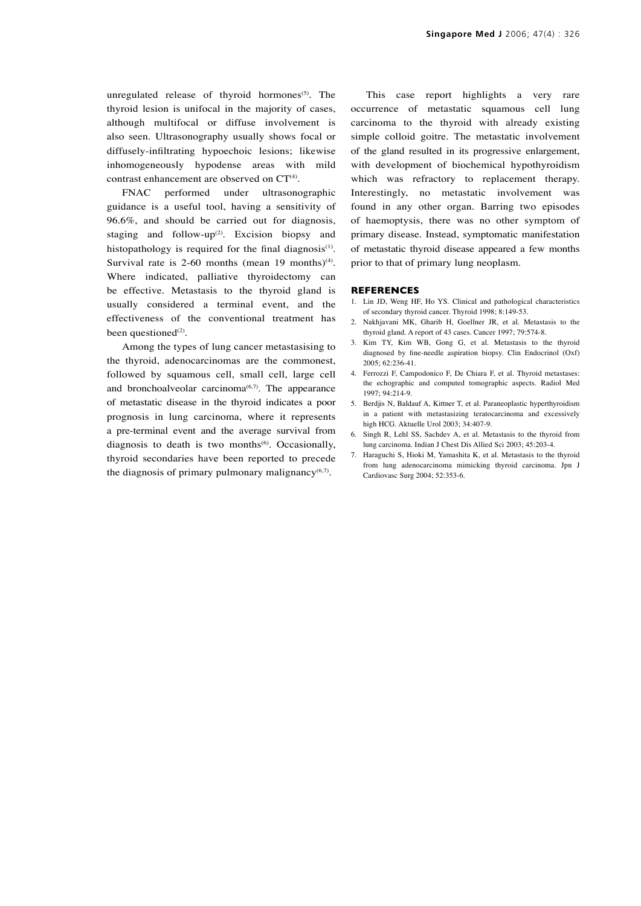unregulated release of thyroid hormones[5]. The thyroid lesion is unifocal in the majority of cases, although multifocal or diffuse involvement is also seen. Ultrasonography usually shows focal or diffusely-infiltrating hypoechoic lesions; likewise inhomogeneously hypodense areas with mild contrast enhancement are observed on CT[4].

FNAC performed under ultrasonographic guidance is a useful tool, having a sensitivity of 96.6%, and should be carried out for diagnosis, staging and follow-up[2]. Excision biopsy and histopathology is required for the final diagnosis[1]. Survival rate is 2-60 months (mean 19 months)[4]. Where indicated, palliative thyroidectomy can be effective. Metastasis to the thyroid gland is usually considered a terminal event, and the effectiveness of the conventional treatment has been questioned[2].

Among the types of lung cancer metastasising to the thyroid, adenocarcinomas are the commonest, followed by squamous cell, small cell, large cell and bronchoalveolar carcinoma[6,7]. The appearance of metastatic disease in the thyroid indicates a poor prognosis in lung carcinoma, where it represents a pre-terminal event and the average survival from diagnosis to death is two months[6]. Occasionally, thyroid secondaries have been reported to precede the diagnosis of primary pulmonary malignancy[6,7].

This case report highlights a very rare occurrence of metastatic squamous cell lung carcinoma to the thyroid with already existing simple colloid goitre. The metastatic involvement of the gland resulted in its progressive enlargement, with development of biochemical hypothyroidism which was refractory to replacement therapy. Interestingly, no metastatic involvement was found in any other organ. Barring two episodes of haemoptysis, there was no other symptom of primary disease. Instead, symptomatic manifestation of metastatic thyroid disease appeared a few months prior to that of primary lung neoplasm.

## REFERENCES

1. Lin JD, Weng HF, Ho YS. Clinical and pathological characteristics of secondary thyroid cancer. Thyroid 1998; 8:149-53.
2. Nakhjavani MK, Gharib H, Goellner JR, et al. Metastasis to the thyroid gland. A report of 43 cases. Cancer 1997; 79:574-8.
3. Kim TY, Kim WB, Gong G, et al. Metastasis to the thyroid diagnosed by fine-needle aspiration biopsy. Clin Endocrinol (Oxf) 2005; 62:236-41.
4. Ferrozzi F, Campodonico F, De Chiara F, et al. Thyroid metastases: the echographic and computed tomographic aspects. Radiol Med 1997; 94:214-9.
5. Berdjis N, Baldauf A, Kittner T, et al. Paraneoplastic hyperthyroidism in a patient with metastasizing teratocarcinoma and excessively high HCG. Aktuelle Urol 2003; 34:407-9.
6. Singh R, Lehl SS, Sachdev A, et al. Metastasis to the thyroid from lung carcinoma. Indian J Chest Dis Allied Sci 2003; 45:203-4.
7. Haraguchi S, Hioki M, Yamashita K, et al. Metastasis to the thyroid from lung adenocarcinoma mimicking thyroid carcinoma. Jpn J Cardiovasc Surg 2004; 52:353-6.